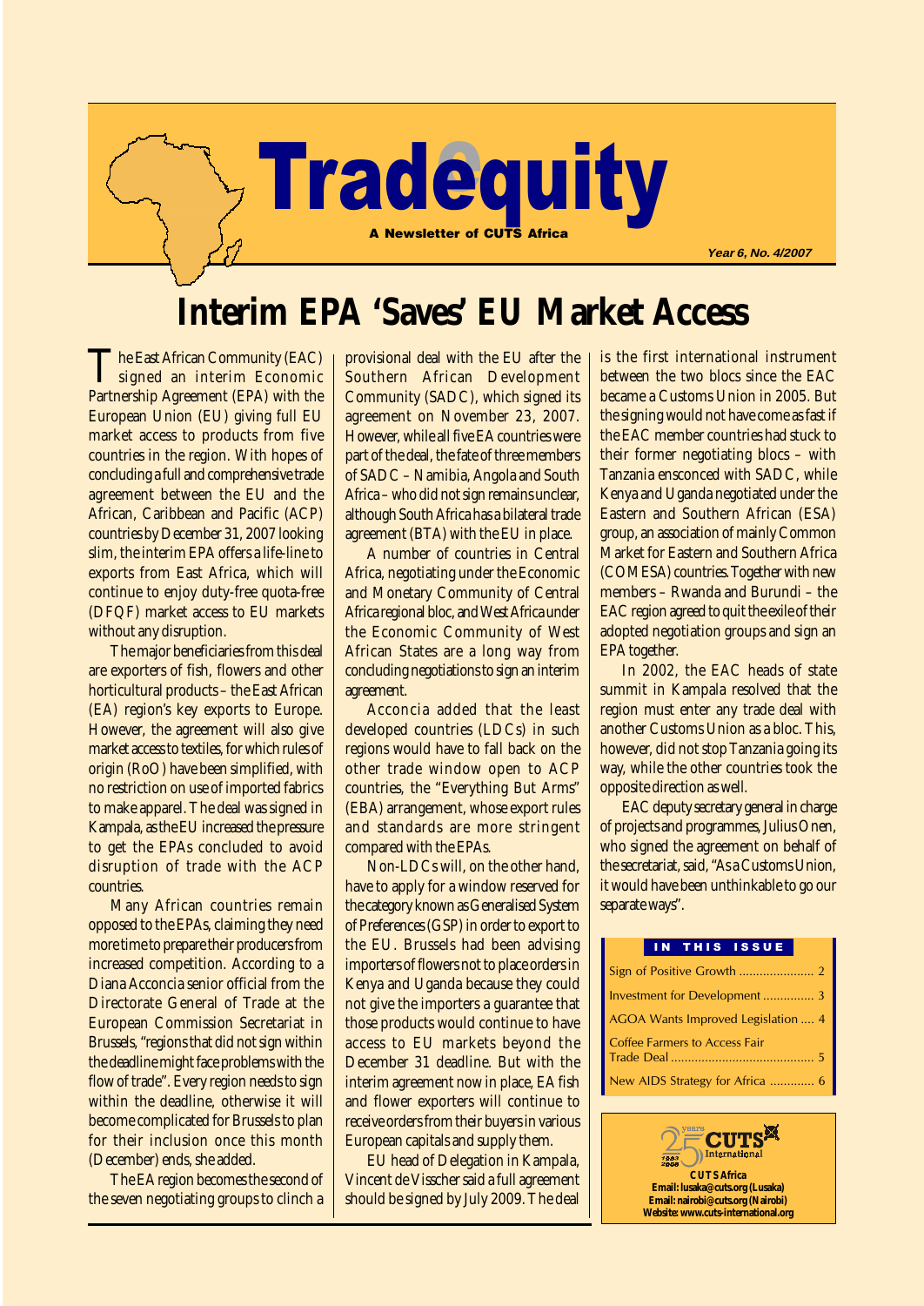# Tradequity

A Newsletter of CUTS Africa

*Year 6, No. 4/2007*

# Interim EPA 'Saves' EU Market Access

The East African Community (EAC) signed an interim Economic Partnership Agreement (EPA) with the European Union (EU) giving full EU market access to products from five countries in the region. With hopes of concluding a full and comprehensive trade agreement between the EU and the African, Caribbean and Pacific (ACP) countries by December 31, 2007 looking slim, the interim EPA offers a life-line to exports from East Africa, which will continue to enjoy duty-free quota-free (DFQF) market access to EU markets without any disruption.

The major beneficiaries from this deal are exporters of fish, flowers and other horticultural products – the East African (EA) region's key exports to Europe. However, the agreement will also give market access to textiles, for which rules of origin (RoO) have been simplified, with no restriction on use of imported fabrics to make apparel. The deal was signed in Kampala, as the EU increased the pressure to get the EPAs concluded to avoid disruption of trade with the ACP countries.

Many African countries remain opposed to the EPAs, claiming they need more time to prepare their producers from increased competition. According to a Diana Acconcia senior official from the Directorate General of Trade at the European Commission Secretariat in Brussels, "regions that did not sign within the deadline might face problems with the flow of trade". Every region needs to sign within the deadline, otherwise it will become complicated for Brussels to plan for their inclusion once this month (December) ends, she added.

The EA region becomes the second of the seven negotiating groups to clinch a provisional deal with the EU after the Southern African Development Community (SADC), which signed its agreement on November 23, 2007. However, while all five EA countries were part of the deal, the fate of three members of SADC – Namibia, Angola and South Africa – who did not sign remains unclear, although South Africa has a bilateral trade agreement (BTA) with the EU in place.

A number of countries in Central Africa, negotiating under the Economic and Monetary Community of Central Africa regional bloc, and West Africa under the Economic Community of West African States are a long way from concluding negotiations to sign an interim agreement.

Acconcia added that the least developed countries (LDCs) in such regions would have to fall back on the other trade window open to ACP countries, the "Everything But Arms" (EBA) arrangement, whose export rules and standards are more stringent compared with the EPAs.

Non-LDCs will, on the other hand, have to apply for a window reserved for the category known as Generalised System of Preferences (GSP) in order to export to the EU. Brussels had been advising importers of flowers not to place orders in Kenya and Uganda because they could not give the importers a guarantee that those products would continue to have access to EU markets beyond the December 31 deadline. But with the interim agreement now in place, EA fish and flower exporters will continue to receive orders from their buyers in various European capitals and supply them.

EU head of Delegation in Kampala, Vincent de Visscher said a full agreement should be signed by July 2009. The deal is the first international instrument between the two blocs since the EAC became a Customs Union in 2005. But the signing would not have come as fast if the EAC member countries had stuck to their former negotiating blocs – with Tanzania ensconced with SADC, while Kenya and Uganda negotiated under the Eastern and Southern African (ESA) group, an association of mainly Common Market for Eastern and Southern Africa (COMESA) countries. Together with new members – Rwanda and Burundi – the EAC region agreed to quit the exile of their adopted negotiation groups and sign an EPA together.

In 2002, the EAC heads of state summit in Kampala resolved that the region must enter any trade deal with another Customs Union as a bloc. This, however, did not stop Tanzania going its way, while the other countries took the opposite direction as well.

EAC deputy secretary general in charge of projects and programmes, Julius Onen, who signed the agreement on behalf of the secretariat, said, "As a Customs Union, it would have been unthinkable to go our separate ways".

**IN THIS ISSUE**

- Sign of Positive Growth ...................... 2
- Investment for Development ............... 3
- AGOA Wants Improved Legislation .... 4
- Coffee Farmers to Access Fair Trade Deal .......................................... 5
- New AIDS Strategy for Africa ............. 6

**CUTS Africa**
**Email: lusaka@cuts.org (Lusaka)**
**Email: nairobi@cuts.org (Nairobi)**
**Website: www.cuts-international.org**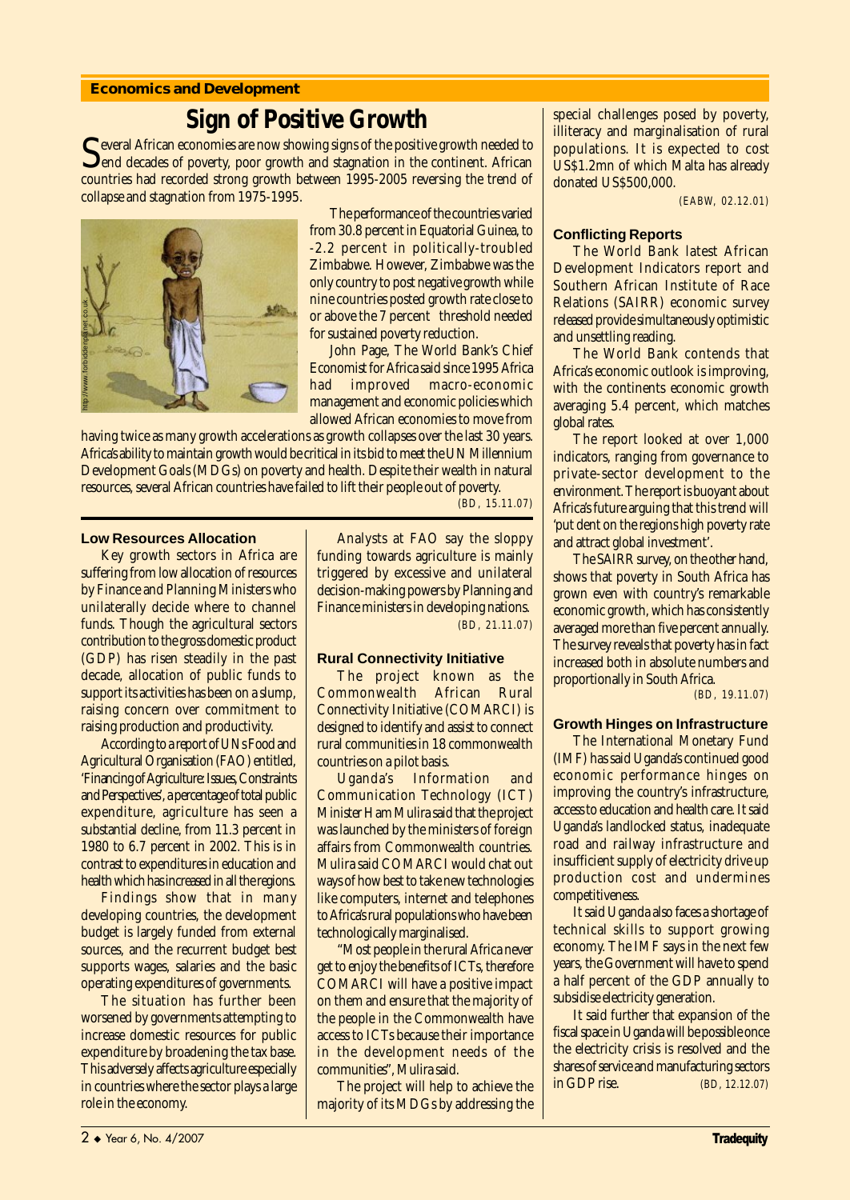**Economics and Development**

# Sign of Positive Growth

Several African economies are now showing signs of the positive growth needed to end decades of poverty, poor growth and stagnation in the continent. African countries had recorded strong growth between 1995-2005 reversing the trend of collapse and stagnation from 1975-1995.

The performance of the countries varied from 30.8 percent in Equatorial Guinea, to -2.2 percent in politically-troubled Zimbabwe. However, Zimbabwe was the only country to post negative growth while nine countries posted growth rate close to or above the 7 percent threshold needed for sustained poverty reduction.

John Page, The World Bank's Chief Economist for Africa said since 1995 Africa had improved macro-economic management and economic policies which allowed African economies to move from having twice as many growth accelerations as growth collapses over the last 30 years. Africa's ability to maintain growth would be critical in its bid to meet the UN Millennium Development Goals (MDGs) on poverty and health. Despite their wealth in natural resources, several African countries have failed to lift their people out of poverty.

(BD, 15.11.07)

### Low Resources Allocation

Key growth sectors in Africa are suffering from low allocation of resources by Finance and Planning Ministers who unilaterally decide where to channel funds. Though the agricultural sectors contribution to the gross domestic product (GDP) has risen steadily in the past decade, allocation of public funds to support its activities has been on a slump, raising concern over commitment to raising production and productivity.

According to a report of UNs Food and Agricultural Organisation (FAO) entitled, 'Financing of Agriculture: Issues, Constraints and Perspectives', a percentage of total public expenditure, agriculture has seen a substantial decline, from 11.3 percent in 1980 to 6.7 percent in 2002. This is in contrast to expenditures in education and health which has increased in all the regions.

Findings show that in many developing countries, the development budget is largely funded from external sources, and the recurrent budget best supports wages, salaries and the basic operating expenditures of governments.

The situation has further been worsened by governments attempting to increase domestic resources for public expenditure by broadening the tax base. This adversely affects agriculture especially in countries where the sector plays a large role in the economy.

Analysts at FAO say the sloppy funding towards agriculture is mainly triggered by excessive and unilateral decision-making powers by Planning and Finance ministers in developing nations.

(BD, 21.11.07)

### Rural Connectivity Initiative

The project known as the Commonwealth African Rural Connectivity Initiative (COMARCI) is designed to identify and assist to connect rural communities in 18 commonwealth countries on a pilot basis.

Uganda's Information and Communication Technology (ICT) Minister Ham Mulira said that the project was launched by the ministers of foreign affairs from Commonwealth countries. Mulira said COMARCI would chat out ways of how best to take new technologies like computers, internet and telephones to Africa's rural populations who have been technologically marginalised.

"Most people in the rural Africa never get to enjoy the benefits of ICTs, therefore COMARCI will have a positive impact on them and ensure that the majority of the people in the Commonwealth have access to ICTs because their importance in the development needs of the communities", Mulira said.

The project will help to achieve the majority of its MDGs by addressing the special challenges posed by poverty, illiteracy and marginalisation of rural populations. It is expected to cost US$1.2mn of which Malta has already donated US$500,000.

(EABW, 02.12.01)

### Conflicting Reports

The World Bank latest African Development Indicators report and Southern African Institute of Race Relations (SAIRR) economic survey released provide simultaneously optimistic and unsettling reading.

The World Bank contends that Africa's economic outlook is improving, with the continents economic growth averaging 5.4 percent, which matches global rates.

The report looked at over 1,000 indicators, ranging from governance to private-sector development to the environment. The report is buoyant about Africa's future arguing that this trend will 'put dent on the regions high poverty rate and attract global investment'.

The SAIRR survey, on the other hand, shows that poverty in South Africa has grown even with country's remarkable economic growth, which has consistently averaged more than five percent annually. The survey reveals that poverty has in fact increased both in absolute numbers and proportionally in South Africa.

(BD, 19.11.07)

### Growth Hinges on Infrastructure

The International Monetary Fund (IMF) has said Uganda's continued good economic performance hinges on improving the country's infrastructure, access to education and health care. It said Uganda's landlocked status, inadequate road and railway infrastructure and insufficient supply of electricity drive up production cost and undermines competitiveness.

It said Uganda also faces a shortage of technical skills to support growing economy. The IMF says in the next few years, the Government will have to spend a half percent of the GDP annually to subsidise electricity generation.

It said further that expansion of the fiscal space in Uganda will be possible once the electricity crisis is resolved and the shares of service and manufacturing sectors in GDP rise.

(BD, 12.12.07)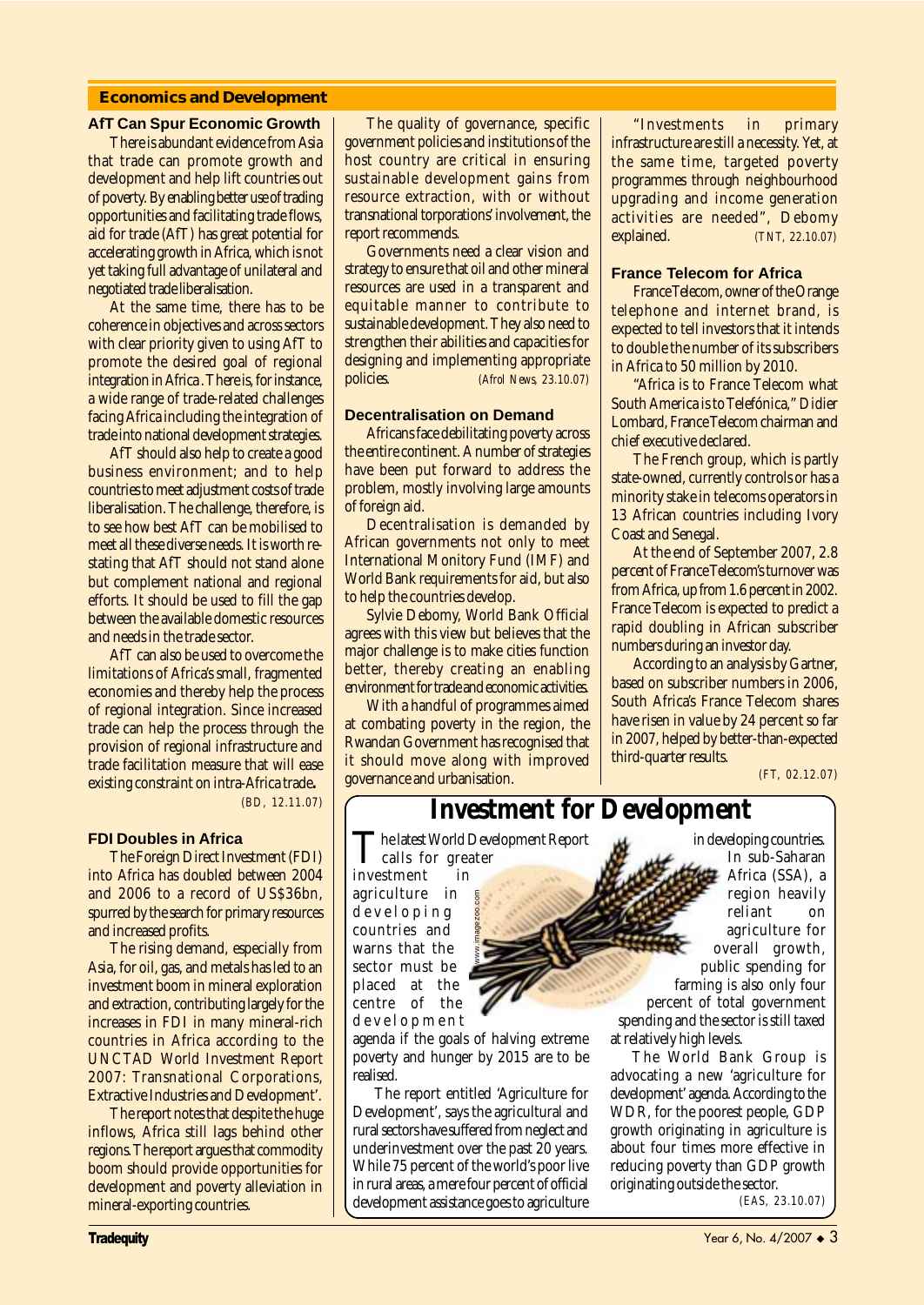## Economics and Development

### AfT Can Spur Economic Growth

There is abundant evidence from Asia that trade can promote growth and development and help lift countries out of poverty. By enabling better use of trading opportunities and facilitating trade flows, aid for trade (AfT) has great potential for accelerating growth in Africa, which is not yet taking full advantage of unilateral and negotiated trade liberalisation.

At the same time, there has to be coherence in objectives and across sectors with clear priority given to using AfT to promote the desired goal of regional integration in Africa. There is, for instance, a wide range of trade-related challenges facing Africa including the integration of trade into national development strategies.

AfT should also help to create a good business environment; and to help countries to meet adjustment costs of trade liberalisation. The challenge, therefore, is to see how best AfT can be mobilised to meet all these diverse needs. It is worth re-stating that AfT should not stand alone but complement national and regional efforts. It should be used to fill the gap between the available domestic resources and needs in the trade sector.

AfT can also be used to overcome the limitations of Africa's small, fragmented economies and thereby help the process of regional integration. Since increased trade can help the process through the provision of regional infrastructure and trade facilitation measure that will ease existing constraint on intra-Africa trade**.**

(BD, 12.11.07)

### FDI Doubles in Africa

The Foreign Direct Investment (FDI) into Africa has doubled between 2004 and 2006 to a record of US$36bn, spurred by the search for primary resources and increased profits.

The rising demand, especially from Asia, for oil, gas, and metals has led to an investment boom in mineral exploration and extraction, contributing largely for the increases in FDI in many mineral-rich countries in Africa according to the UNCTAD World Investment Report 2007: Transnational Corporations, Extractive Industries and Development'.

The report notes that despite the huge inflows, Africa still lags behind other regions. The report argues that commodity boom should provide opportunities for development and poverty alleviation in mineral-exporting countries.

The quality of governance, specific government policies and institutions of the host country are critical in ensuring sustainable development gains from resource extraction, with or without transnational torporations' involvement, the report recommends.

Governments need a clear vision and strategy to ensure that oil and other mineral resources are used in a transparent and equitable manner to contribute to sustainable development. They also need to strengthen their abilities and capacities for designing and implementing appropriate policies.

(Afrol News, 23.10.07)

### Decentralisation on Demand

Africans face debilitating poverty across the entire continent. A number of strategies have been put forward to address the problem, mostly involving large amounts of foreign aid.

Decentralisation is demanded by African governments not only to meet International Monitory Fund (IMF) and World Bank requirements for aid, but also to help the countries develop.

Sylvie Debomy, World Bank Official agrees with this view but believes that the major challenge is to make cities function better, thereby creating an enabling environment for trade and economic activities.

With a handful of programmes aimed at combating poverty in the region, the Rwandan Government has recognised that it should move along with improved governance and urbanisation.

"Investments in primary infrastructure are still a necessity. Yet, at the same time, targeted poverty programmes through neighbourhood upgrading and income generation activities are needed", Debomy explained.

(TNT, 22.10.07)

### France Telecom for Africa

France Telecom, owner of the Orange telephone and internet brand, is expected to tell investors that it intends to double the number of its subscribers in Africa to 50 million by 2010.

"Africa is to France Telecom what South America is to Telefónica," Didier Lombard, France Telecom chairman and chief executive declared.

The French group, which is partly state-owned, currently controls or has a minority stake in telecoms operators in 13 African countries including Ivory Coast and Senegal.

At the end of September 2007, 2.8 percent of France Telecom's turnover was from Africa, up from 1.6 percent in 2002. France Telecom is expected to predict a rapid doubling in African subscriber numbers during an investor day.

According to an analysis by Gartner, based on subscriber numbers in 2006, South Africa's France Telecom shares have risen in value by 24 percent so far in 2007, helped by better-than-expected third-quarter results.

(FT, 02.12.07)

## Investment for Development

The latest World Development Report calls for greater investment in agriculture in developing countries and warns that the sector must be placed at the centre of the development agenda if the goals of halving extreme poverty and hunger by 2015 are to be realised.

The report entitled 'Agriculture for Development', says the agricultural and rural sectors have suffered from neglect and underinvestment over the past 20 years. While 75 percent of the world's poor live in rural areas, a mere four percent of official development assistance goes to agriculture in developing countries.

In sub-Saharan Africa (SSA), a region heavily reliant on agriculture for overall growth, public spending for farming is also only four percent of total government spending and the sector is still taxed at relatively high levels.

The World Bank Group is advocating a new 'agriculture for development' agenda. According to the WDR, for the poorest people, GDP growth originating in agriculture is about four times more effective in reducing poverty than GDP growth originating outside the sector.

(EAS, 23.10.07)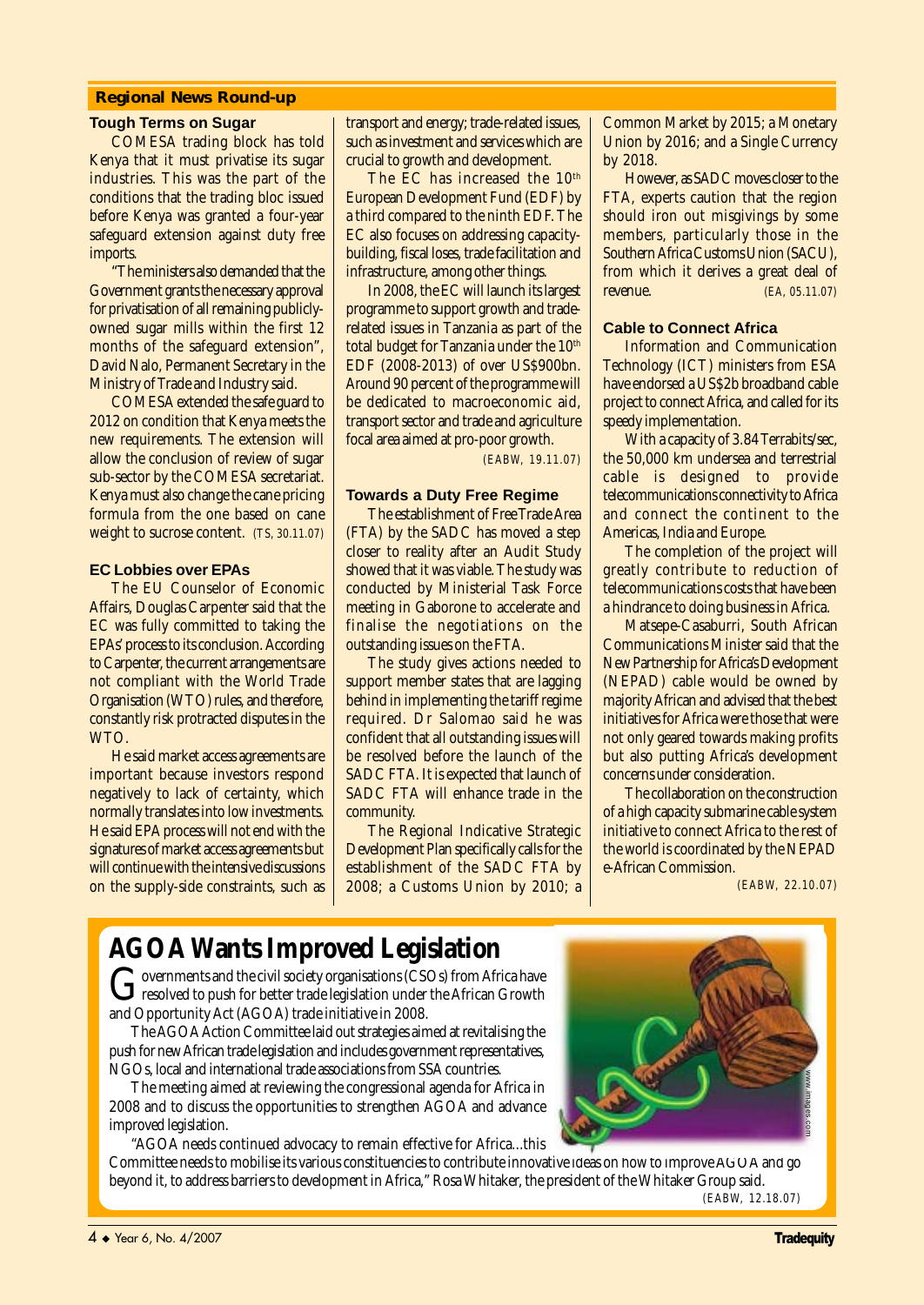## Regional News Round-up

### Tough Terms on Sugar

COMESA trading block has told Kenya that it must privatise its sugar industries. This was the part of the conditions that the trading bloc issued before Kenya was granted a four-year safeguard extension against duty free imports.

"The ministers also demanded that the Government grants the necessary approval for privatisation of all remaining publicly-owned sugar mills within the first 12 months of the safeguard extension", David Nalo, Permanent Secretary in the Ministry of Trade and Industry said.

COMESA extended the safe guard to 2012 on condition that Kenya meets the new requirements. The extension will allow the conclusion of review of sugar sub-sector by the COMESA secretariat. Kenya must also change the cane pricing formula from the one based on cane weight to sucrose content. (TS, 30.11.07)

### EC Lobbies over EPAs

The EU Counselor of Economic Affairs, Douglas Carpenter said that the EC was fully committed to taking the EPAs' process to its conclusion. According to Carpenter, the current arrangements are not compliant with the World Trade Organisation (WTO) rules, and therefore, constantly risk protracted disputes in the WTO.

He said market access agreements are important because investors respond negatively to lack of certainty, which normally translates into low investments. He said EPA process will not end with the signatures of market access agreements but will continue with the intensive discussions on the supply-side constraints, such as transport and energy; trade-related issues, such as investment and services which are crucial to growth and development.

The EC has increased the 10th European Development Fund (EDF) by a third compared to the ninth EDF. The EC also focuses on addressing capacity-building, fiscal loses, trade facilitation and infrastructure, among other things.

In 2008, the EC will launch its largest programme to support growth and trade-related issues in Tanzania as part of the total budget for Tanzania under the 10th EDF (2008-2013) of over US$900bn. Around 90 percent of the programme will be dedicated to macroeconomic aid, transport sector and trade and agriculture focal area aimed at pro-poor growth. (EABW, 19.11.07)

### Towards a Duty Free Regime

The establishment of Free Trade Area (FTA) by the SADC has moved a step closer to reality after an Audit Study showed that it was viable. The study was conducted by Ministerial Task Force meeting in Gaborone to accelerate and finalise the negotiations on the outstanding issues on the FTA.

The study gives actions needed to support member states that are lagging behind in implementing the tariff regime required. Dr Salomao said he was confident that all outstanding issues will be resolved before the launch of the SADC FTA. It is expected that launch of SADC FTA will enhance trade in the community.

The Regional Indicative Strategic Development Plan specifically calls for the establishment of the SADC FTA by 2008; a Customs Union by 2010; a Common Market by 2015; a Monetary Union by 2016; and a Single Currency by 2018.

However, as SADC moves closer to the FTA, experts caution that the region should iron out misgivings by some members, particularly those in the Southern Africa Customs Union (SACU), from which it derives a great deal of revenue. (EA, 05.11.07)

### Cable to Connect Africa

Information and Communication Technology (ICT) ministers from ESA have endorsed a US$2b broadband cable project to connect Africa, and called for its speedy implementation.

With a capacity of 3.84 Terrabits/sec, the 50,000 km undersea and terrestrial cable is designed to provide telecommunications connectivity to Africa and connect the continent to the Americas, India and Europe.

The completion of the project will greatly contribute to reduction of telecommunications costs that have been a hindrance to doing business in Africa.

Matsepe-Casaburri, South African Communications Minister said that the New Partnership for Africa's Development (NEPAD) cable would be owned by majority African and advised that the best initiatives for Africa were those that were not only geared towards making profits but also putting Africa's development concerns under consideration.

The collaboration on the construction of a high capacity submarine cable system initiative to connect Africa to the rest of the world is coordinated by the NEPAD e-African Commission. (EABW, 22.10.07)

## AGOA Wants Improved Legislation

Governments and the civil society organisations (CSOs) from Africa have resolved to push for better trade legislation under the African Growth and Opportunity Act (AGOA) trade initiative in 2008.

The AGOA Action Committee laid out strategies aimed at revitalising the push for new African trade legislation and includes government representatives, NGOs, local and international trade associations from SSA countries.

The meeting aimed at reviewing the congressional agenda for Africa in 2008 and to discuss the opportunities to strengthen AGOA and advance improved legislation.

"AGOA needs continued advocacy to remain effective for Africa...this Committee needs to mobilise its various constituencies to contribute innovative ideas on how to improve AGOA and go beyond it, to address barriers to development in Africa," Rosa Whitaker, the president of the Whitaker Group said. (EABW, 12.18.07)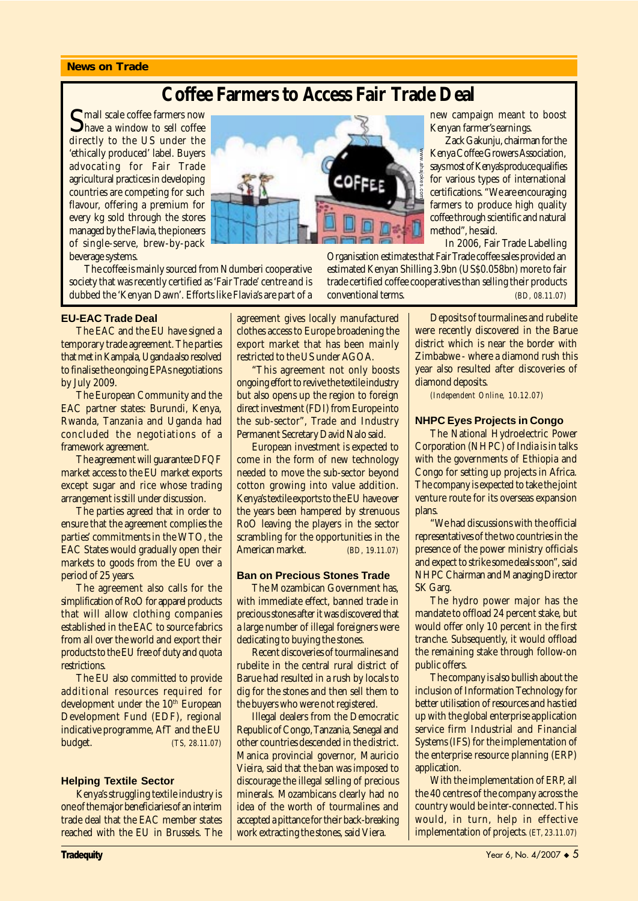**News on Trade**

# Coffee Farmers to Access Fair Trade Deal

Small scale coffee farmers now have a window to sell coffee directly to the US under the 'ethically produced' label. Buyers advocating for Fair Trade agricultural practices in developing countries are competing for such flavour, offering a premium for every kg sold through the stores managed by the Flavia, the pioneers of single-serve, brew-by-pack beverage systems.

The coffee is mainly sourced from Ndumberi cooperative society that was recently certified as 'Fair Trade' centre and is dubbed the 'Kenyan Dawn'. Efforts like Flavia's are part of a new campaign meant to boost Kenyan farmer's earnings.

Zack Gakunju, chairman for the Kenya Coffee Growers Association, says most of Kenya's produce qualifies for various types of international certifications. "We are encouraging farmers to produce high quality coffee through scientific and natural method", he said.

In 2006, Fair Trade Labelling Organisation estimates that Fair Trade coffee sales provided an estimated Kenyan Shilling 3.9bn (US$0.058bn) more to fair trade certified coffee cooperatives than selling their products conventional terms. (BD, 08.11.07)

## EU-EAC Trade Deal

The EAC and the EU have signed a temporary trade agreement. The parties that met in Kampala, Uganda also resolved to finalise the ongoing EPAs negotiations by July 2009.

The European Community and the EAC partner states: Burundi, Kenya, Rwanda, Tanzania and Uganda had concluded the negotiations of a framework agreement.

The agreement will guarantee DFQF market access to the EU market exports except sugar and rice whose trading arrangement is still under discussion.

The parties agreed that in order to ensure that the agreement complies the parties' commitments in the WTO, the EAC States would gradually open their markets to goods from the EU over a period of 25 years.

The agreement also calls for the simplification of RoO for apparel products that will allow clothing companies established in the EAC to source fabrics from all over the world and export their products to the EU free of duty and quota restrictions.

The EU also committed to provide additional resources required for development under the 10th European Development Fund (EDF), regional indicative programme, AfT and the EU budget. (TS, 28.11.07)

## Helping Textile Sector

Kenya's struggling textile industry is one of the major beneficiaries of an interim trade deal that the EAC member states reached with the EU in Brussels. The agreement gives locally manufactured clothes access to Europe broadening the export market that has been mainly restricted to the US under AGOA.

"This agreement not only boosts ongoing effort to revive the textile industry but also opens up the region to foreign direct investment (FDI) from Europe into the sub-sector", Trade and Industry Permanent Secretary David Nalo said.

European investment is expected to come in the form of new technology needed to move the sub-sector beyond cotton growing into value addition. Kenya's textile exports to the EU have over the years been hampered by strenuous RoO leaving the players in the sector scrambling for the opportunities in the American market. (BD, 19.11.07)

## Ban on Precious Stones Trade

The Mozambican Government has, with immediate effect, banned trade in precious stones after it was discovered that a large number of illegal foreigners were dedicating to buying the stones.

Recent discoveries of tourmalines and rubelite in the central rural district of Barue had resulted in a rush by locals to dig for the stones and then sell them to the buyers who were not registered.

Illegal dealers from the Democratic Republic of Congo, Tanzania, Senegal and other countries descended in the district. Manica provincial governor, Mauricio Vieira, said that the ban was imposed to discourage the illegal selling of precious minerals. Mozambicans clearly had no idea of the worth of tourmalines and accepted a pittance for their back-breaking work extracting the stones, said Viera.

Deposits of tourmalines and rubelite were recently discovered in the Barue district which is near the border with Zimbabwe - where a diamond rush this year also resulted after discoveries of diamond deposits.

(Independent Online, 10.12.07)

## NHPC Eyes Projects in Congo

The National Hydroelectric Power Corporation (NHPC) of India is in talks with the governments of Ethiopia and Congo for setting up projects in Africa. The company is expected to take the joint venture route for its overseas expansion plans.

"We had discussions with the official representatives of the two countries in the presence of the power ministry officials and expect to strike some deals soon", said NHPC Chairman and Managing Director SK Garg.

The hydro power major has the mandate to offload 24 percent stake, but would offer only 10 percent in the first tranche. Subsequently, it would offload the remaining stake through follow-on public offers.

The company is also bullish about the inclusion of Information Technology for better utilisation of resources and has tied up with the global enterprise application service firm Industrial and Financial Systems (IFS) for the implementation of the enterprise resource planning (ERP) application.

With the implementation of ERP, all the 40 centres of the company across the country would be inter-connected. This would, in turn, help in effective implementation of projects. (ET, 23.11.07)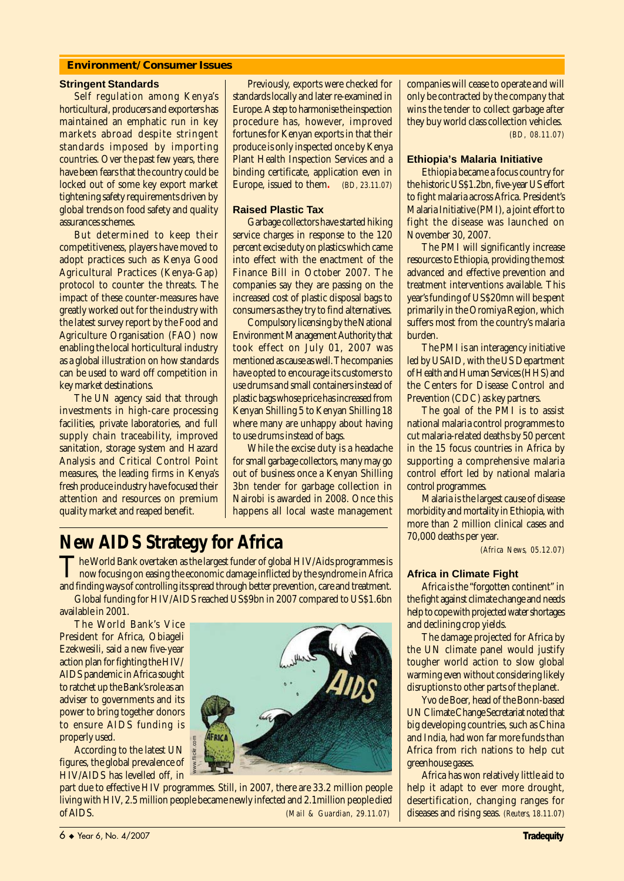## Environment/Consumer Issues

### Stringent Standards

Self regulation among Kenya's horticultural, producers and exporters has maintained an emphatic run in key markets abroad despite stringent standards imposed by importing countries. Over the past few years, there have been fears that the country could be locked out of some key export market tightening safety requirements driven by global trends on food safety and quality assurances schemes.

But determined to keep their competitiveness, players have moved to adopt practices such as Kenya Good Agricultural Practices (Kenya-Gap) protocol to counter the threats. The impact of these counter-measures have greatly worked out for the industry with the latest survey report by the Food and Agriculture Organisation (FAO) now enabling the local horticultural industry as a global illustration on how standards can be used to ward off competition in key market destinations.

The UN agency said that through investments in high-care processing facilities, private laboratories, and full supply chain traceability, improved sanitation, storage system and Hazard Analysis and Critical Control Point measures, the leading firms in Kenya's fresh produce industry have focused their attention and resources on premium quality market and reaped benefit.

Previously, exports were checked for standards locally and later re-examined in Europe. A step to harmonise the inspection procedure has, however, improved fortunes for Kenyan exports in that their produce is only inspected once by Kenya Plant Health Inspection Services and a binding certificate, application even in Europe, issued to them. *(BD, 23.11.07)*

### Raised Plastic Tax

Garbage collectors have started hiking service charges in response to the 120 percent excise duty on plastics which came into effect with the enactment of the Finance Bill in October 2007. The companies say they are passing on the increased cost of plastic disposal bags to consumers as they try to find alternatives.

Compulsory licensing by the National Environment Management Authority that took effect on July 01, 2007 was mentioned as cause as well. The companies have opted to encourage its customers to use drums and small containers instead of plastic bags whose price has increased from Kenyan Shilling 5 to Kenyan Shilling 18 where many are unhappy about having to use drums instead of bags.

While the excise duty is a headache for small garbage collectors, many may go out of business once a Kenyan Shilling 3bn tender for garbage collection in Nairobi is awarded in 2008. Once this happens all local waste management companies will cease to operate and will only be contracted by the company that wins the tender to collect garbage after they buy world class collection vehicles. *(BD, 08.11.07)*

### Ethiopia's Malaria Initiative

Ethiopia became a focus country for the historic US$1.2bn, five-year US effort to fight malaria across Africa. President's Malaria Initiative (PMI), a joint effort to fight the disease was launched on November 30, 2007.

The PMI will significantly increase resources to Ethiopia, providing the most advanced and effective prevention and treatment interventions available. This year's funding of US$20mn will be spent primarily in the Oromiya Region, which suffers most from the country's malaria burden.

The PMI is an interagency initiative led by USAID, with the US Department of Health and Human Services (HHS) and the Centers for Disease Control and Prevention (CDC) as key partners.

The goal of the PMI is to assist national malaria control programmes to cut malaria-related deaths by 50 percent in the 15 focus countries in Africa by supporting a comprehensive malaria control effort led by national malaria control programmes.

Malaria is the largest cause of disease morbidity and mortality in Ethiopia, with more than 2 million clinical cases and 70,000 deaths per year. *(Africa News, 05.12.07)*

## New AIDS Strategy for Africa

The World Bank overtaken as the largest funder of global HIV/Aids programmes is now focusing on easing the economic damage inflicted by the syndrome in Africa and finding ways of controlling its spread through better prevention, care and treatment.

Global funding for HIV/AIDS reached US$9bn in 2007 compared to US$1.6bn available in 2001.

The World Bank's Vice President for Africa, Obiageli Ezekwesili, said a new five-year action plan for fighting the HIV/AIDS pandemic in Africa sought to ratchet up the Bank's role as an adviser to governments and its power to bring together donors to ensure AIDS funding is properly used.

According to the latest UN figures, the global prevalence of HIV/AIDS has levelled off, in part due to effective HIV programmes. Still, in 2007, there are 33.2 million people living with HIV, 2.5 million people became newly infected and 2.1million people died of AIDS. *(Mail & Guardian, 29.11.07)*

### Africa in Climate Fight

Africa is the "forgotten continent" in the fight against climate change and needs help to cope with projected water shortages and declining crop yields.

The damage projected for Africa by the UN climate panel would justify tougher world action to slow global warming even without considering likely disruptions to other parts of the planet.

Yvo de Boer, head of the Bonn-based UN Climate Change Secretariat noted that big developing countries, such as China and India, had won far more funds than Africa from rich nations to help cut greenhouse gases.

Africa has won relatively little aid to help it adapt to ever more drought, desertification, changing ranges for diseases and rising seas. *(Reuters, 18.11.07)*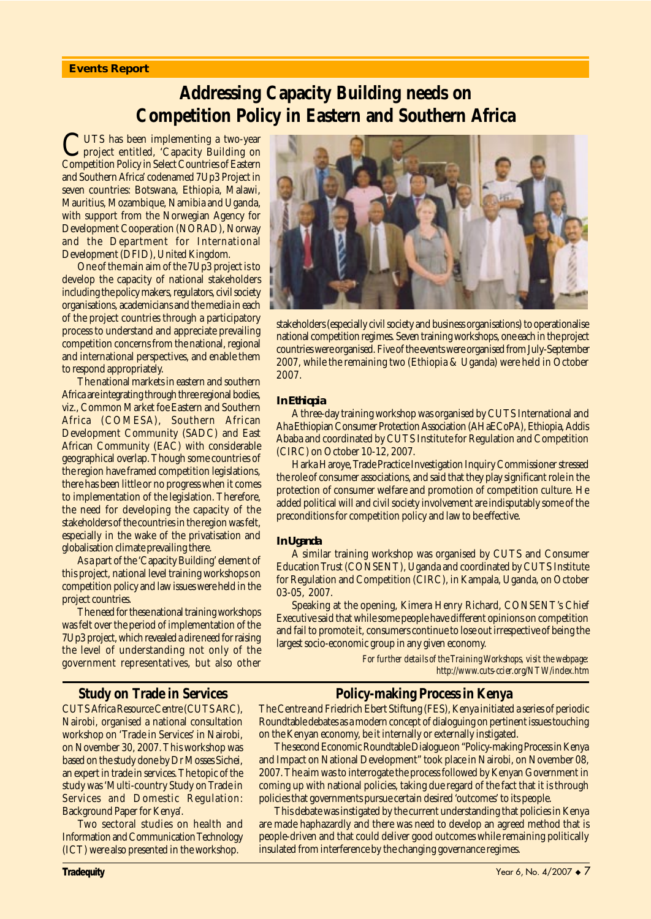**Events Report**

# Addressing Capacity Building needs on Competition Policy in Eastern and Southern Africa

CUTS has been implementing a two-year project entitled, 'Capacity Building on Competition Policy in Select Countries of Eastern and Southern Africa' codenamed 7Up3 Project in seven countries: Botswana, Ethiopia, Malawi, Mauritius, Mozambique, Namibia and Uganda, with support from the Norwegian Agency for Development Cooperation (NORAD), Norway and the Department for International Development (DFID), United Kingdom.

One of the main aim of the 7Up3 project is to develop the capacity of national stakeholders including the policy makers, regulators, civil society organisations, academicians and the media in each of the project countries through a participatory process to understand and appreciate prevailing competition concerns from the national, regional and international perspectives, and enable them to respond appropriately.

The national markets in eastern and southern Africa are integrating through three regional bodies, viz., Common Market foe Eastern and Southern Africa (COMESA), Southern African Development Community (SADC) and East African Community (EAC) with considerable geographical overlap. Though some countries of the region have framed competition legislations, there has been little or no progress when it comes to implementation of the legislation. Therefore, the need for developing the capacity of the stakeholders of the countries in the region was felt, especially in the wake of the privatisation and globalisation climate prevailing there.

As a part of the 'Capacity Building' element of this project, national level training workshops on competition policy and law issues were held in the project countries.

The need for these national training workshops was felt over the period of implementation of the 7Up3 project, which revealed a dire need for raising the level of understanding not only of the government representatives, but also other stakeholders (especially civil society and business organisations) to operationalise national competition regimes. Seven training workshops, one each in the project countries were organised. Five of the events were organised from July-September 2007, while the remaining two (Ethiopia & Uganda) were held in October 2007.

### In Ethiopia

A three-day training workshop was organised by CUTS International and Aha Ethiopian Consumer Protection Association (AHaECoPA), Ethiopia, Addis Ababa and coordinated by CUTS Institute for Regulation and Competition (CIRC) on October 10-12, 2007.

Harka Haroye, Trade Practice Investigation Inquiry Commissioner stressed the role of consumer associations, and said that they play significant role in the protection of consumer welfare and promotion of competition culture. He added political will and civil society involvement are indisputably some of the preconditions for competition policy and law to be effective.

### In Uganda

A similar training workshop was organised by CUTS and Consumer Education Trust (CONSENT), Uganda and coordinated by CUTS Institute for Regulation and Competition (CIRC), in Kampala, Uganda, on October 03-05, 2007.

Speaking at the opening, Kimera Henry Richard, CONSENT's Chief Executive said that while some people have different opinions on competition and fail to promote it, consumers continue to lose out irrespective of being the largest socio-economic group in any given economy.

*For further details of the Training Workshops, visit the webpage: http://www.cuts-ccier.org/NTW/index.htm*

## Study on Trade in Services

CUTS Africa Resource Centre (CUTS ARC), Nairobi, organised a national consultation workshop on 'Trade in Services' in Nairobi, on November 30, 2007. This workshop was based on the study done by Dr Mosses Sichei, an expert in trade in services. The topic of the study was 'Multi-country Study on Trade in Services and Domestic Regulation: Background Paper for Kenya'.

Two sectoral studies on health and Information and Communication Technology (ICT) were also presented in the workshop.

## Policy-making Process in Kenya

The Centre and Friedrich Ebert Stiftung (FES), Kenya initiated a series of periodic Roundtable debates as a modern concept of dialoguing on pertinent issues touching on the Kenyan economy, be it internally or externally instigated.

The second Economic Roundtable Dialogue on "Policy-making Process in Kenya and Impact on National Development" took place in Nairobi, on November 08, 2007. The aim was to interrogate the process followed by Kenyan Government in coming up with national policies, taking due regard of the fact that it is through policies that governments pursue certain desired 'outcomes' to its people.

This debate was instigated by the current understanding that policies in Kenya are made haphazardly and there was need to develop an agreed method that is people-driven and that could deliver good outcomes while remaining politically insulated from interference by the changing governance regimes.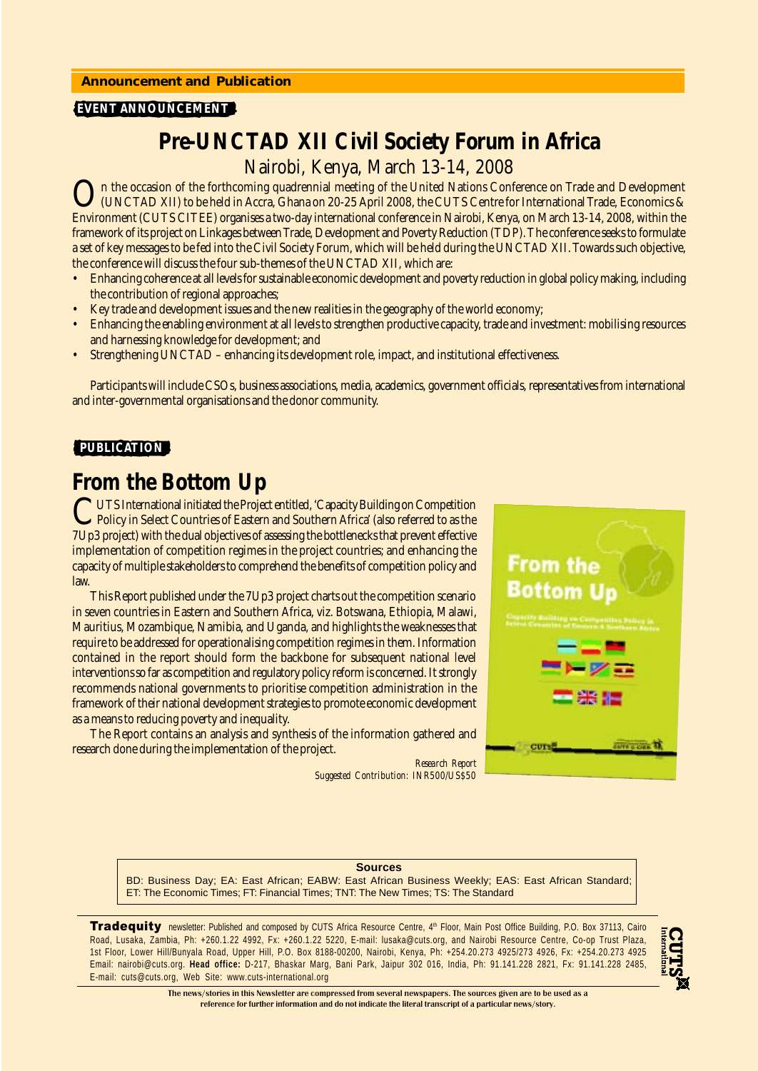**Announcement and Publication**

**EVENT ANNOUNCEMENT**

# Pre-UNCTAD XII Civil Society Forum in Africa

## Nairobi, Kenya, March 13-14, 2008

On the occasion of the forthcoming quadrennial meeting of the United Nations Conference on Trade and Development (UNCTAD XII) to be held in Accra, Ghana on 20-25 April 2008, the CUTS Centre for International Trade, Economics & Environment (CUTS CITEE) organises a two-day international conference in Nairobi, Kenya, on March 13-14, 2008, within the framework of its project on Linkages between Trade, Development and Poverty Reduction (TDP). The conference seeks to formulate a set of key messages to be fed into the Civil Society Forum, which will be held during the UNCTAD XII. Towards such objective, the conference will discuss the four sub-themes of the UNCTAD XII, which are:

- Enhancing coherence at all levels for sustainable economic development and poverty reduction in global policy making, including the contribution of regional approaches;
- Key trade and development issues and the new realities in the geography of the world economy;
- Enhancing the enabling environment at all levels to strengthen productive capacity, trade and investment: mobilising resources and harnessing knowledge for development; and
- Strengthening UNCTAD – enhancing its development role, impact, and institutional effectiveness.

Participants will include CSOs, business associations, media, academics, government officials, representatives from international and inter-governmental organisations and the donor community.

**PUBLICATION**

# From the Bottom Up

CUTS International initiated the Project entitled, 'Capacity Building on Competition Policy in Select Countries of Eastern and Southern Africa' (also referred to as the 7Up3 project) with the dual objectives of assessing the bottlenecks that prevent effective implementation of competition regimes in the project countries; and enhancing the capacity of multiple stakeholders to comprehend the benefits of competition policy and law.

This Report published under the 7Up3 project charts out the competition scenario in seven countries in Eastern and Southern Africa, viz. Botswana, Ethiopia, Malawi, Mauritius, Mozambique, Namibia, and Uganda, and highlights the weaknesses that require to be addressed for operationalising competition regimes in them. Information contained in the report should form the backbone for subsequent national level interventions so far as competition and regulatory policy reform is concerned. It strongly recommends national governments to prioritise competition administration in the framework of their national development strategies to promote economic development as a means to reducing poverty and inequality.

The Report contains an analysis and synthesis of the information gathered and research done during the implementation of the project.

*Research Report*
*Suggested Contribution: INR500/US$50*

**Sources**

BD: Business Day; EA: East African; EABW: East African Business Weekly; EAS: East African Standard; ET: The Economic Times; FT: Financial Times; TNT: The New Times; TS: The Standard

**Tradequity** newsletter: Published and composed by CUTS Africa Resource Centre, 4th Floor, Main Post Office Building, P.O. Box 37113, Cairo Road, Lusaka, Zambia, Ph: +260.1.22 4992, Fx: +260.1.22 5220, E-mail: lusaka@cuts.org, and Nairobi Resource Centre, Co-op Trust Plaza, 1st Floor, Lower Hill/Bunyala Road, Upper Hill, P.O. Box 8188-00200, Nairobi, Kenya, Ph: +254.20.273 4925/273 4926, Fx: +254.20.273 4925 Email: nairobi@cuts.org. **Head office:** D-217, Bhaskar Marg, Bani Park, Jaipur 302 016, India, Ph: 91.141.228 2821, Fx: 91.141.228 2485, E-mail: cuts@cuts.org, Web Site: www.cuts-international.org

**The news/stories in this Newsletter are compressed from several newspapers. The sources given are to be used as a reference for further information and do not indicate the literal transcript of a particular news/story.**